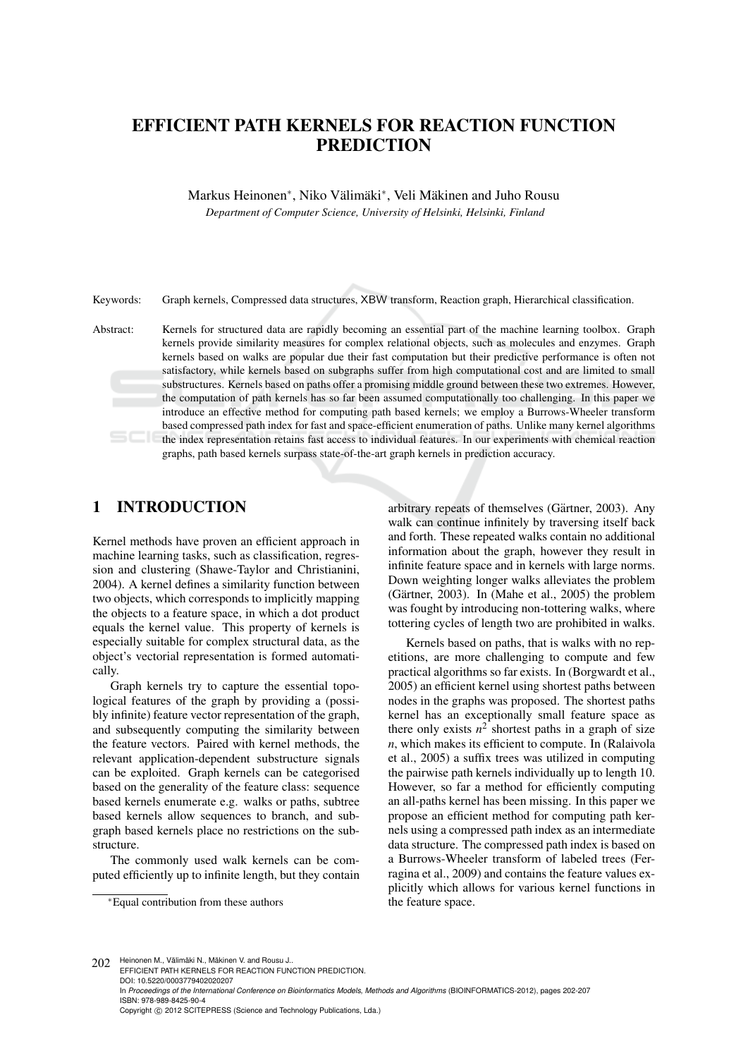# EFFICIENT PATH KERNELS FOR REACTION FUNCTION PREDICTION

Markus Heinonen*, Niko Välimäki*, Veli Mäkinen and Juho Rousu

*Department of Computer Science, University of Helsinki, Helsinki, Finland*

Keywords: Graph kernels, Compressed data structures, XBW transform, Reaction graph, Hierarchical classification.

Abstract: Kernels for structured data are rapidly becoming an essential part of the machine learning toolbox. Graph kernels provide similarity measures for complex relational objects, such as molecules and enzymes. Graph kernels based on walks are popular due their fast computation but their predictive performance is often not satisfactory, while kernels based on subgraphs suffer from high computational cost and are limited to small substructures. Kernels based on paths offer a promising middle ground between these two extremes. However, the computation of path kernels has so far been assumed computationally too challenging. In this paper we introduce an effective method for computing path based kernels; we employ a Burrows-Wheeler transform based compressed path index for fast and space-efficient enumeration of paths. Unlike many kernel algorithms the index representation retains fast access to individual features. In our experiments with chemical reaction graphs, path based kernels surpass state-of-the-art graph kernels in prediction accuracy.

## 1 INTRODUCTION

Kernel methods have proven an efficient approach in machine learning tasks, such as classification, regression and clustering (Shawe-Taylor and Christianini, 2004). A kernel defines a similarity function between two objects, which corresponds to implicitly mapping the objects to a feature space, in which a dot product equals the kernel value. This property of kernels is especially suitable for complex structural data, as the object's vectorial representation is formed automatically.

Graph kernels try to capture the essential topological features of the graph by providing a (possibly infinite) feature vector representation of the graph, and subsequently computing the similarity between the feature vectors. Paired with kernel methods, the relevant application-dependent substructure signals can be exploited. Graph kernels can be categorised based on the generality of the feature class: sequence based kernels enumerate e.g. walks or paths, subtree based kernels allow sequences to branch, and subgraph based kernels place no restrictions on the substructure.

The commonly used walk kernels can be computed efficiently up to infinite length, but they contain arbitrary repeats of themselves (Gärtner, 2003). Any walk can continue infinitely by traversing itself back and forth. These repeated walks contain no additional information about the graph, however they result in infinite feature space and in kernels with large norms. Down weighting longer walks alleviates the problem (Gärtner, 2003). In (Mahe et al., 2005) the problem was fought by introducing non-tottering walks, where tottering cycles of length two are prohibited in walks.

Kernels based on paths, that is walks with no repetitions, are more challenging to compute and few practical algorithms so far exists. In (Borgwardt et al., 2005) an efficient kernel using shortest paths between nodes in the graphs was proposed. The shortest paths kernel has an exceptionally small feature space as there only exists $n^2$ shortest paths in a graph of size $n$, which makes its efficient to compute. In (Ralaivola et al., 2005) a suffix trees was utilized in computing the pairwise path kernels individually up to length 10. However, so far a method for efficiently computing an all-paths kernel has been missing. In this paper we propose an efficient method for computing path kernels using a compressed path index as an intermediate data structure. The compressed path index is based on a Burrows-Wheeler transform of labeled trees (Ferragina et al., 2009) and contains the feature values explicitly which allows for various kernel functions in the feature space.

*Equal contribution from these authors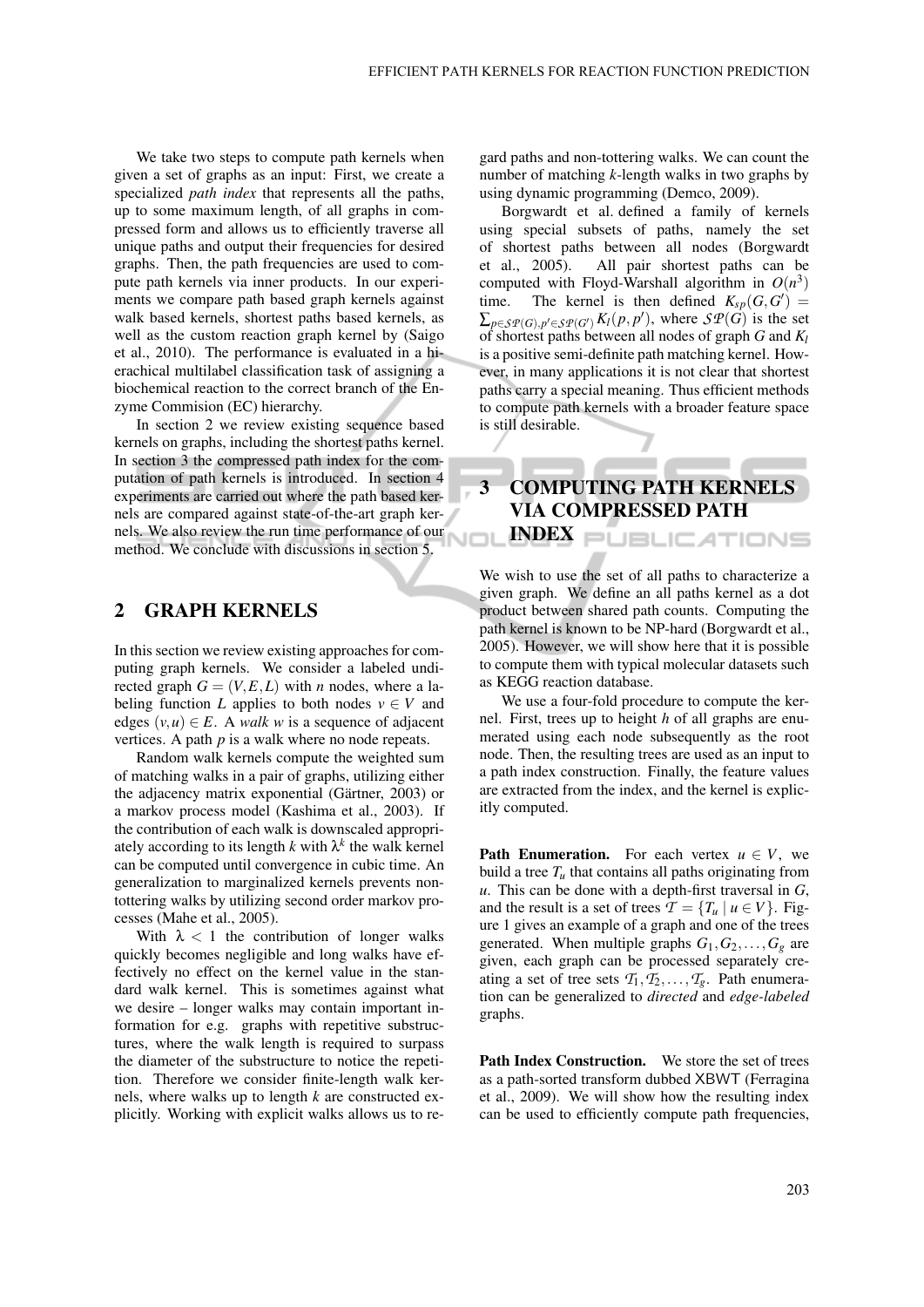We take two steps to compute path kernels when given a set of graphs as an input: First, we create a specialized *path index* that represents all the paths, up to some maximum length, of all graphs in compressed form and allows us to efficiently traverse all unique paths and output their frequencies for desired graphs. Then, the path frequencies are used to compute path kernels via inner products. In our experiments we compare path based graph kernels against walk based kernels, shortest paths based kernels, as well as the custom reaction graph kernel by (Saigo et al., 2010). The performance is evaluated in a hierachical multilabel classification task of assigning a biochemical reaction to the correct branch of the Enzyme Commision (EC) hierarchy.

In section 2 we review existing sequence based kernels on graphs, including the shortest paths kernel. In section 3 the compressed path index for the computation of path kernels is introduced. In section 4 experiments are carried out where the path based kernels are compared against state-of-the-art graph kernels. We also review the run time performance of our method. We conclude with discussions in section 5.

## 2 GRAPH KERNELS

In this section we review existing approaches for computing graph kernels. We consider a labeled undirected graph $G = (V, E, L)$ with $n$ nodes, where a labeling function $L$ applies to both nodes $v \in V$ and edges $(v, u) \in E$. A *walk* $w$ is a sequence of adjacent vertices. A path $p$ is a walk where no node repeats.

Random walk kernels compute the weighted sum of matching walks in a pair of graphs, utilizing either the adjacency matrix exponential (Gärtner, 2003) or a markov process model (Kashima et al., 2003). If the contribution of each walk is downscaled appropriately according to its length $k$ with $\lambda^k$ the walk kernel can be computed until convergence in cubic time. An generalization to marginalized kernels prevents non-tottering walks by utilizing second order markov processes (Mahe et al., 2005).

With $\lambda < 1$ the contribution of longer walks quickly becomes negligible and long walks have effectively no effect on the kernel value in the standard walk kernel. This is sometimes against what we desire – longer walks may contain important information for e.g. graphs with repetitive substructures, where the walk length is required to surpass the diameter of the substructure to notice the repetition. Therefore we consider finite-length walk kernels, where walks up to length $k$ are constructed explicitly. Working with explicit walks allows us to regard paths and non-tottering walks. We can count the number of matching $k$-length walks in two graphs by using dynamic programming (Demco, 2009).

Borgwardt et al. defined a family of kernels using special subsets of paths, namely the set of shortest paths between all nodes (Borgwardt et al., 2005). All pair shortest paths can be computed with Floyd-Warshall algorithm in $O(n^3)$ time. The kernel is then defined $K_{sp}(G, G') = \sum_{p \in \mathcal{SP}(G), p' \in \mathcal{SP}(G')} K_l(p, p')$, where $\mathcal{SP}(G)$ is the set of shortest paths between all nodes of graph $G$ and $K_l$ is a positive semi-definite path matching kernel. However, in many applications it is not clear that shortest paths carry a special meaning. Thus efficient methods to compute path kernels with a broader feature space is still desirable.

## 3 COMPUTING PATH KERNELS VIA COMPRESSED PATH INDEX

We wish to use the set of all paths to characterize a given graph. We define an all paths kernel as a dot product between shared path counts. Computing the path kernel is known to be NP-hard (Borgwardt et al., 2005). However, we will show here that it is possible to compute them with typical molecular datasets such as KEGG reaction database.

We use a four-fold procedure to compute the kernel. First, trees up to height $h$ of all graphs are enumerated using each node subsequently as the root node. Then, the resulting trees are used as an input to a path index construction. Finally, the feature values are extracted from the index, and the kernel is explicitly computed.

**Path Enumeration.** For each vertex $u \in V$, we build a tree $T_u$ that contains all paths originating from $u$. This can be done with a depth-first traversal in $G$, and the result is a set of trees $\mathcal{T} = \{T_u \mid u \in V\}$. Figure 1 gives an example of a graph and one of the trees generated. When multiple graphs $G_1, G_2, \ldots, G_g$ are given, each graph can be processed separately creating a set of tree sets $\mathcal{T}_1, \mathcal{T}_2, \ldots, \mathcal{T}_g$. Path enumeration can be generalized to *directed* and *edge-labeled* graphs.

**Path Index Construction.** We store the set of trees as a path-sorted transform dubbed XBWT (Ferragina et al., 2009). We will show how the resulting index can be used to efficiently compute path frequencies,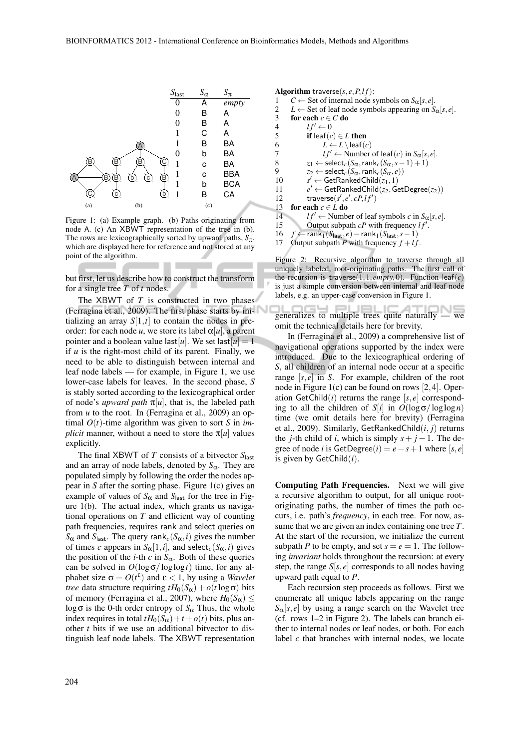| $S_{\text{last}}$ | $S_\alpha$ | $S_\pi$ |
|---|---|---|
| 0 | A | *empty* |
| 0 | B | A |
| 0 | B | A |
| 1 | C | A |
| 1 | B | BA |
| 0 | b | BA |
| 1 | c | BA |
| 1 | c | BBA |
| 1 | b | BCA |
| 1 | B | CA |

Figure 1: (a) Example graph. (b) Paths originating from node A. (c) An XBWT representation of the tree in (b). The rows are lexicographically sorted by upward paths, $S_\pi$, which are displayed here for reference and not stored at any point of the algorithm.

but first, let us describe how to construct the transform for a single tree $T$ of $t$ nodes.

The XBWT of $T$ is constructed in two phases (Ferragina et al., 2009). The first phase starts by initializing an array $S[1,t]$ to contain the nodes in preorder: for each node $u$, we store its label $\alpha[u]$, a parent pointer and a boolean value $\mathsf{last}[u]$. We set $\mathsf{last}[u] = 1$ if $u$ is the right-most child of its parent. Finally, we need to be able to distinguish between internal and leaf node labels — for example, in Figure 1, we use lower-case labels for leaves. In the second phase, $S$ is stably sorted according to the lexicographical order of node's *upward path* $\pi[u]$, that is, the labeled path from $u$ to the root. In (Ferragina et al., 2009) an optimal $O(t)$-time algorithm was given to sort $S$ in *implicit* manner, without a need to store the $\pi[u]$ values explicitly.

The final XBWT of $T$ consists of a bitvector $S_{\text{last}}$ and an array of node labels, denoted by $S_\alpha$. They are populated simply by following the order the nodes appear in $S$ after the sorting phase. Figure 1(c) gives an example of values of $S_\alpha$ and $S_{\text{last}}$ for the tree in Figure 1(b). The actual index, which grants us navigational operations on $T$ and efficient way of counting path frequencies, requires rank and select queries on $S_\alpha$ and $S_{\text{last}}$. The query $\mathsf{rank}_c(S_\alpha, i)$ gives the number of times $c$ appears in $S_\alpha[1,i]$, and $\mathsf{select}_c(S_\alpha, i)$ gives the position of the $i$-th $c$ in $S_\alpha$. Both of these queries can be solved in $O(\log\sigma/\log\log t)$ time, for any alphabet size $\sigma = O(t^\varepsilon)$ and $\varepsilon < 1$, by using a *Wavelet tree* data structure requiring $tH_0(S_\alpha) + o(t\log\sigma)$ bits of memory (Ferragina et al., 2007), where $H_0(S_\alpha) \leq \log\sigma$ is the 0-th order entropy of $S_\alpha$ Thus, the whole index requires in total $tH_0(S_\alpha) + t + o(t)$ bits, plus another $t$ bits if we use an additional bitvector to distinguish leaf node labels. The XBWT representation

```
Algorithm traverse(s, e, P, lf):
1   C ← Set of internal node symbols on Sα[s, e].
2   L ← Set of leaf node symbols appearing on Sα[s, e].
3   for each c ∈ C do
4       lf' ← 0
5       if leaf(c) ∈ L then
6           L ← L \ leaf(c)
7           lf' ← Number of leaf(c) in Sα[s, e].
8       z1 ← select_c(Sα, rank_c(Sα, s − 1) + 1)
9       z2 ← select_c(Sα, rank_c(Sα, e))
10      s' ← GetRankedChild(z1, 1)
11      e' ← GetRankedChild(z2, GetDegree(z2))
12      traverse(s', e', cP, lf')
13  for each c ∈ L do
14      lf' ← Number of leaf symbols c in Sα[s, e].
15      Output subpath cP with frequency lf'.
16  f ← rank_1(S_last, e) − rank_1(S_last, s − 1)
17  Output subpath P with frequency f + lf.
```

Figure 2: Recursive algorithm to traverse through all uniquely labeled, root-originating paths. The first call of the recursion is $\mathsf{traverse}(1, 1, \textit{empty}, 0)$. Function $\mathsf{leaf}(c)$ is just a simple conversion between internal and leaf node labels, e.g. an upper-case conversion in Figure 1.

generalizes to multiple trees quite naturally — we omit the technical details here for brevity.

In (Ferragina et al., 2009) a comprehensive list of navigational operations supported by the index were introduced. Due to the lexicographical ordering of $S$, all children of an internal node occur at a specific range $[s,e]$ in $S$. For example, children of the root node in Figure 1(c) can be found on rows $[2,4]$. Operation $\mathsf{GetChild}(i)$ returns the range $[s,e]$ corresponding to all the children of $S[i]$ in $O(\log\sigma/\log\log n)$ time (we omit details here for brevity) (Ferragina et al., 2009). Similarly, $\mathsf{GetRankedChild}(i, j)$ returns the $j$-th child of $i$, which is simply $s + j - 1$. The degree of node $i$ is $\mathsf{GetDegree}(i) = e - s + 1$ where $[s,e]$ is given by $\mathsf{GetChild}(i)$.

**Computing Path Frequencies.** Next we will give a recursive algorithm to output, for all unique root-originating paths, the number of times the path occurs, i.e. path's *frequency*, in each tree. For now, assume that we are given an index containing one tree $T$. At the start of the recursion, we initialize the current subpath $P$ to be empty, and set $s = e = 1$. The following *invariant* holds throughout the recursion: at every step, the range $S[s,e]$ corresponds to all nodes having upward path equal to $P$.

Each recursion step proceeds as follows. First we enumerate all unique labels appearing on the range $S_\alpha[s,e]$ by using a range search on the Wavelet tree (cf. rows 1–2 in Figure 2). The labels can branch either to internal nodes or leaf nodes, or both. For each label $c$ that branches with internal nodes, we locate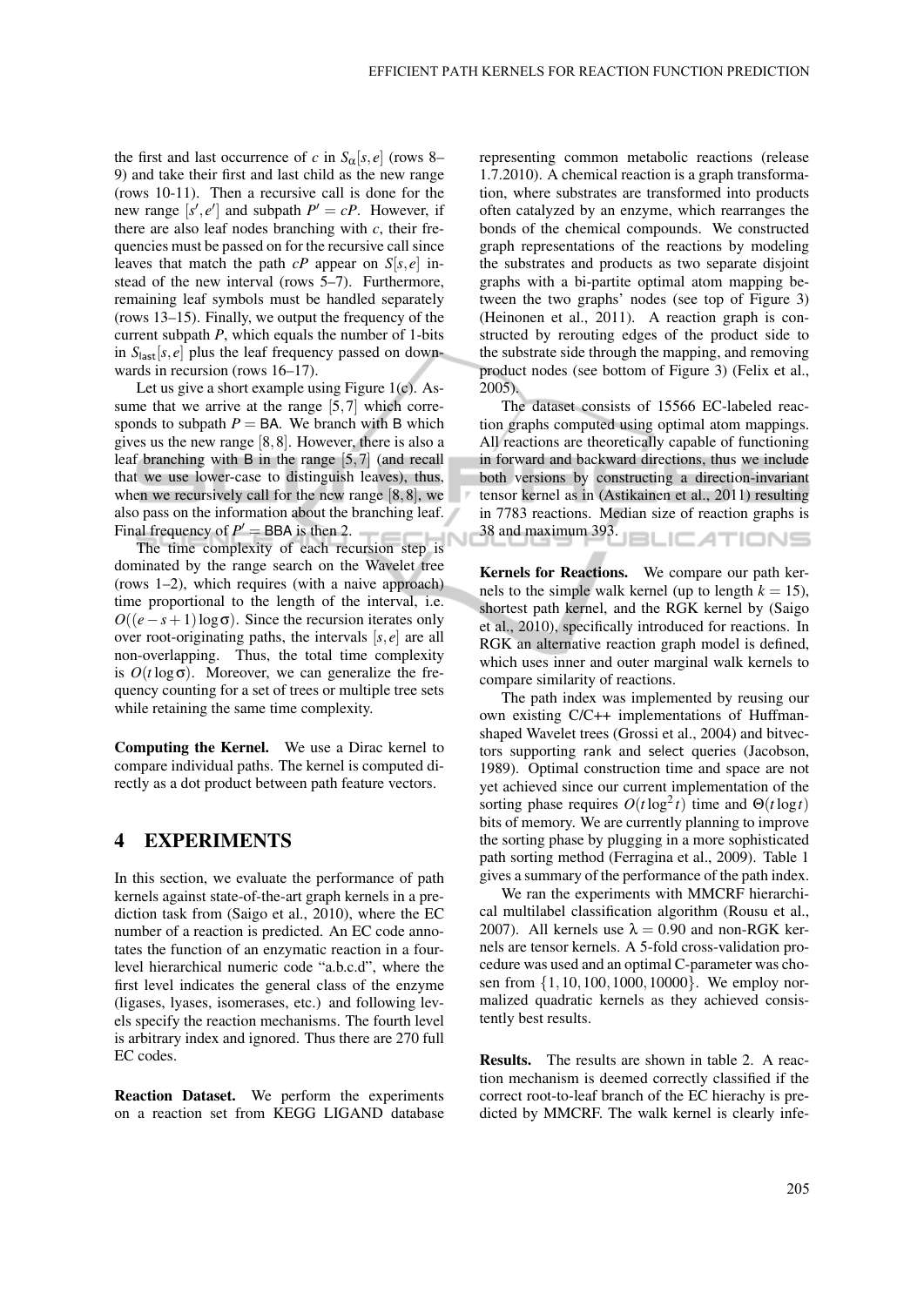the first and last occurrence of $c$ in $S_\alpha[s,e]$ (rows 8–9) and take their first and last child as the new range (rows 10-11). Then a recursive call is done for the new range $[s',e']$ and subpath $P' = cP$. However, if there are also leaf nodes branching with $c$, their frequencies must be passed on for the recursive call since leaves that match the path $cP$ appear on $S[s,e]$ instead of the new interval (rows 5–7). Furthermore, remaining leaf symbols must be handled separately (rows 13–15). Finally, we output the frequency of the current subpath $P$, which equals the number of 1-bits in $S_{\text{last}}[s,e]$ plus the leaf frequency passed on downwards in recursion (rows 16–17).

Let us give a short example using Figure 1(c). Assume that we arrive at the range $[5,7]$ which corresponds to subpath $P = \mathsf{BA}$. We branch with B which gives us the new range $[8,8]$. However, there is also a leaf branching with B in the range $[5,7]$ (and recall that we use lower-case to distinguish leaves), thus, when we recursively call for the new range $[8,8]$, we also pass on the information about the branching leaf. Final frequency of $P' = \mathsf{BBA}$ is then 2.

The time complexity of each recursion step is dominated by the range search on the Wavelet tree (rows 1–2), which requires (with a naive approach) time proportional to the length of the interval, i.e. $O((e-s+1)\log\sigma)$. Since the recursion iterates only over root-originating paths, the intervals $[s,e]$ are all non-overlapping. Thus, the total time complexity is $O(t\log\sigma)$. Moreover, we can generalize the frequency counting for a set of trees or multiple tree sets while retaining the same time complexity.

**Computing the Kernel.** We use a Dirac kernel to compare individual paths. The kernel is computed directly as a dot product between path feature vectors.

# 4 EXPERIMENTS

In this section, we evaluate the performance of path kernels against state-of-the-art graph kernels in a prediction task from (Saigo et al., 2010), where the EC number of a reaction is predicted. An EC code annotates the function of an enzymatic reaction in a four-level hierarchical numeric code "a.b.c.d", where the first level indicates the general class of the enzyme (ligases, lyases, isomerases, etc.) and following levels specify the reaction mechanisms. The fourth level is arbitrary index and ignored. Thus there are 270 full EC codes.

**Reaction Dataset.** We perform the experiments on a reaction set from KEGG LIGAND database representing common metabolic reactions (release 1.7.2010). A chemical reaction is a graph transformation, where substrates are transformed into products often catalyzed by an enzyme, which rearranges the bonds of the chemical compounds. We constructed graph representations of the reactions by modeling the substrates and products as two separate disjoint graphs with a bi-partite optimal atom mapping between the two graphs' nodes (see top of Figure 3) (Heinonen et al., 2011). A reaction graph is constructed by rerouting edges of the product side to the substrate side through the mapping, and removing product nodes (see bottom of Figure 3) (Felix et al., 2005).

The dataset consists of 15566 EC-labeled reaction graphs computed using optimal atom mappings. All reactions are theoretically capable of functioning in forward and backward directions, thus we include both versions by constructing a direction-invariant tensor kernel as in (Astikainen et al., 2011) resulting in 7783 reactions. Median size of reaction graphs is 38 and maximum 393.

**Kernels for Reactions.** We compare our path kernels to the simple walk kernel (up to length $k = 15$), shortest path kernel, and the RGK kernel by (Saigo et al., 2010), specifically introduced for reactions. In RGK an alternative reaction graph model is defined, which uses inner and outer marginal walk kernels to compare similarity of reactions.

The path index was implemented by reusing our own existing C/C++ implementations of Huffman-shaped Wavelet trees (Grossi et al., 2004) and bitvectors supporting rank and select queries (Jacobson, 1989). Optimal construction time and space are not yet achieved since our current implementation of the sorting phase requires $O(t\log^2 t)$ time and $\Theta(t\log t)$ bits of memory. We are currently planning to improve the sorting phase by plugging in a more sophisticated path sorting method (Ferragina et al., 2009). Table 1 gives a summary of the performance of the path index.

We ran the experiments with MMCRF hierarchical multilabel classification algorithm (Rousu et al., 2007). All kernels use $\lambda = 0.90$ and non-RGK kernels are tensor kernels. A 5-fold cross-validation procedure was used and an optimal C-parameter was chosen from $\{1, 10, 100, 1000, 10000\}$. We employ normalized quadratic kernels as they achieved consistently best results.

**Results.** The results are shown in table 2. A reaction mechanism is deemed correctly classified if the correct root-to-leaf branch of the EC hierachy is predicted by MMCRF. The walk kernel is clearly infe-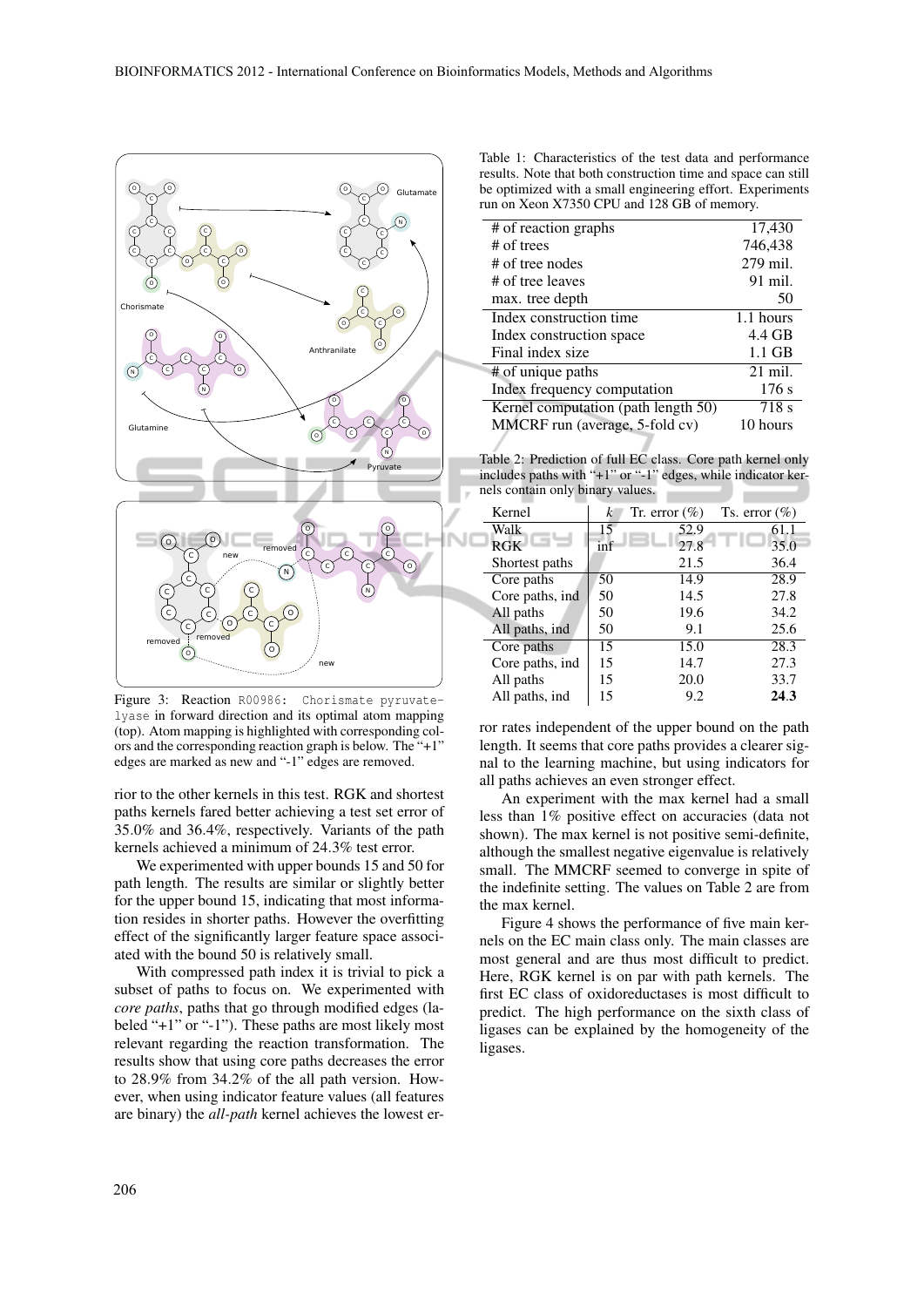Figure 3: Reaction R00986: Chorismate pyruvate-lyase in forward direction and its optimal atom mapping (top). Atom mapping is highlighted with corresponding colors and the corresponding reaction graph is below. The "+1" edges are marked as new and "-1" edges are removed.

rior to the other kernels in this test. RGK and shortest paths kernels fared better achieving a test set error of 35.0% and 36.4%, respectively. Variants of the path kernels achieved a minimum of 24.3% test error.

We experimented with upper bounds 15 and 50 for path length. The results are similar or slightly better for the upper bound 15, indicating that most information resides in shorter paths. However the overfitting effect of the significantly larger feature space associated with the bound 50 is relatively small.

With compressed path index it is trivial to pick a subset of paths to focus on. We experimented with *core paths*, paths that go through modified edges (labeled "+1" or "-1"). These paths are most likely most relevant regarding the reaction transformation. The results show that using core paths decreases the error to 28.9% from 34.2% of the all path version. However, when using indicator feature values (all features are binary) the *all-path* kernel achieves the lowest error rates independent of the upper bound on the path length. It seems that core paths provides a clearer signal to the learning machine, but using indicators for all paths achieves an even stronger effect.

An experiment with the max kernel had a small less than 1% positive effect on accuracies (data not shown). The max kernel is not positive semi-definite, although the smallest negative eigenvalue is relatively small. The MMCRF seemed to converge in spite of the indefinite setting. The values on Table 2 are from the max kernel.

Figure 4 shows the performance of five main kernels on the EC main class only. The main classes are most general and are thus most difficult to predict. Here, RGK kernel is on par with path kernels. The first EC class of oxidoreductases is most difficult to predict. The high performance on the sixth class of ligases can be explained by the homogeneity of the ligases.

Table 1: Characteristics of the test data and performance results. Note that both construction time and space can still be optimized with a small engineering effort. Experiments run on Xeon X7350 CPU and 128 GB of memory.

| | |
|---|---|
| # of reaction graphs | 17,430 |
| # of trees | 746,438 |
| # of tree nodes | 279 mil. |
| # of tree leaves | 91 mil. |
| max. tree depth | 50 |
| Index construction time | 1.1 hours |
| Index construction space | 4.4 GB |
| Final index size | 1.1 GB |
| # of unique paths | 21 mil. |
| Index frequency computation | 176 s |
| Kernel computation (path length 50) | 718 s |
| MMCRF run (average, 5-fold cv) | 10 hours |

Table 2: Prediction of full EC class. Core path kernel only includes paths with "+1" or "-1" edges, while indicator kernels contain only binary values.

| Kernel | $k$ | Tr. error (%) | Ts. error (%) |
|---|---|---|---|
| Walk | 15 | 52.9 | 61.1 |
| RGK | inf | 27.8 | 35.0 |
| Shortest paths | | 21.5 | 36.4 |
| Core paths | 50 | 14.9 | 28.9 |
| Core paths, ind | 50 | 14.5 | 27.8 |
| All paths | 50 | 19.6 | 34.2 |
| All paths, ind | 50 | 9.1 | 25.6 |
| Core paths | 15 | 15.0 | 28.3 |
| Core paths, ind | 15 | 14.7 | 27.3 |
| All paths | 15 | 20.0 | 33.7 |
| All paths, ind | 15 | 9.2 | **24.3** |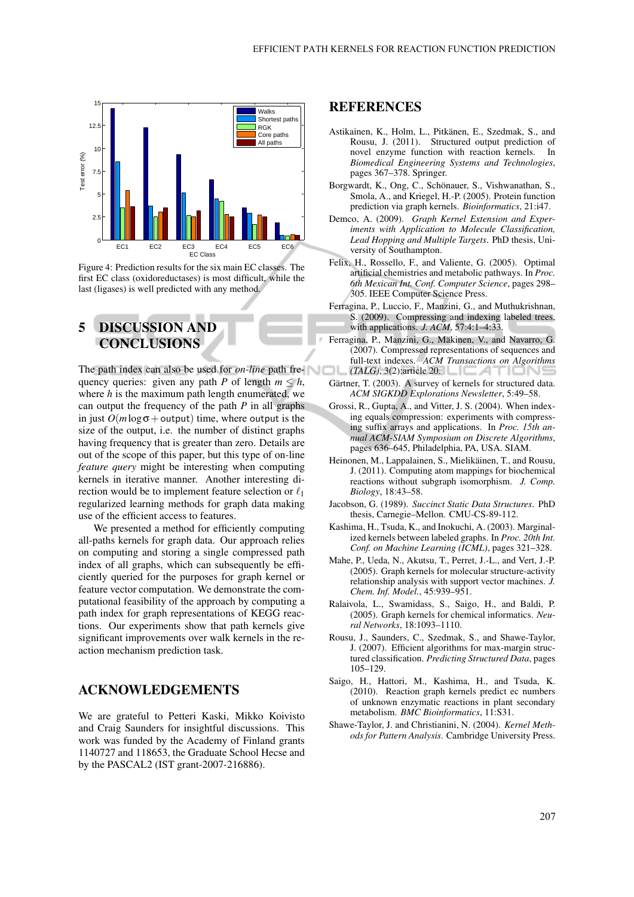15
12.5
10
7.5
5
2.5
0
Test error (%)
EC1 EC2 EC3 EC4 EC5 EC6
EC Class
Walks
Shortest paths
RGK
Core paths
All paths

Figure 4: Prediction results for the six main EC classes. The first EC class (oxidoreductases) is most difficult, while the last (ligases) is well predicted with any method.

## 5 DISCUSSION AND CONCLUSIONS

The path index can also be used for *on-line* path frequency queries: given any path $P$ of length $m \leq h$, where $h$ is the maximum path length enumerated, we can output the frequency of the path $P$ in all graphs in just $O(m \log \sigma + \mathtt{output})$ time, where output is the size of the output, i.e. the number of distinct graphs having frequency that is greater than zero. Details are out of the scope of this paper, but this type of on-line *feature query* might be interesting when computing kernels in iterative manner. Another interesting direction would be to implement feature selection or $\ell_1$ regularized learning methods for graph data making use of the efficient access to features.

We presented a method for efficiently computing all-paths kernels for graph data. Our approach relies on computing and storing a single compressed path index of all graphs, which can subsequently be efficiently queried for the purposes for graph kernel or feature vector computation. We demonstrate the computational feasibility of the approach by computing a path index for graph representations of KEGG reactions. Our experiments show that path kernels give significant improvements over walk kernels in the reaction mechanism prediction task.

## ACKNOWLEDGEMENTS

We are grateful to Petteri Kaski, Mikko Koivisto and Craig Saunders for insightful discussions. This work was funded by the Academy of Finland grants 1140727 and 118653, the Graduate School Hecse and by the PASCAL2 (IST grant-2007-216886).

## REFERENCES

Astikainen, K., Holm, L., Pitkänen, E., Szedmak, S., and Rousu, J. (2011). Structured output prediction of novel enzyme function with reaction kernels. In *Biomedical Engineering Systems and Technologies*, pages 367–378. Springer.

Borgwardt, K., Ong, C., Schönauer, S., Vishwanathan, S., Smola, A., and Kriegel, H.-P. (2005). Protein function prediction via graph kernels. *Bioinformatics*, 21:i47.

Demco, A. (2009). *Graph Kernel Extension and Experiments with Application to Molecule Classification, Lead Hopping and Multiple Targets*. PhD thesis, University of Southampton.

Felix, H., Rossello, F., and Valiente, G. (2005). Optimal artificial chemistries and metabolic pathways. In *Proc. 6th Mexican Int. Conf. Computer Science*, pages 298–305. IEEE Computer Science Press.

Ferragina, P., Luccio, F., Manzini, G., and Muthukrishnan, S. (2009). Compressing and indexing labeled trees, with applications. *J. ACM*, 57:4:1–4:33.

Ferragina, P., Manzini, G., Mäkinen, V., and Navarro, G. (2007). Compressed representations of sequences and full-text indexes. *ACM Transactions on Algorithms (TALG)*, 3(2):article 20.

Gärtner, T. (2003). A survey of kernels for structured data. *ACM SIGKDD Explorations Newsletter*, 5:49–58.

Grossi, R., Gupta, A., and Vitter, J. S. (2004). When indexing equals compression: experiments with compressing suffix arrays and applications. In *Proc. 15th annual ACM-SIAM Symposium on Discrete Algorithms*, pages 636–645, Philadelphia, PA, USA. SIAM.

Heinonen, M., Lappalainen, S., Mielikäinen, T., and Rousu, J. (2011). Computing atom mappings for biochemical reactions without subgraph isomorphism. *J. Comp. Biology*, 18:43–58.

Jacobson, G. (1989). *Succinct Static Data Structures*. PhD thesis, Carnegie–Mellon. CMU-CS-89-112.

Kashima, H., Tsuda, K., and Inokuchi, A. (2003). Marginalized kernels between labeled graphs. In *Proc. 20th Int. Conf. on Machine Learning (ICML)*, pages 321–328.

Mahe, P., Ueda, N., Akutsu, T., Perret, J.-L., and Vert, J.-P. (2005). Graph kernels for molecular structure-activity relationship analysis with support vector machines. *J. Chem. Inf. Model.*, 45:939–951.

Ralaivola, L., Swamidass, S., Saigo, H., and Baldi, P. (2005). Graph kernels for chemical informatics. *Neural Networks*, 18:1093–1110.

Rousu, J., Saunders, C., Szedmak, S., and Shawe-Taylor, J. (2007). Efficient algorithms for max-margin structured classification. *Predicting Structured Data*, pages 105–129.

Saigo, H., Hattori, M., Kashima, H., and Tsuda, K. (2010). Reaction graph kernels predict ec numbers of unknown enzymatic reactions in plant secondary metabolism. *BMC Bioinformatics*, 11:S31.

Shawe-Taylor, J. and Christianini, N. (2004). *Kernel Methods for Pattern Analysis*. Cambridge University Press.